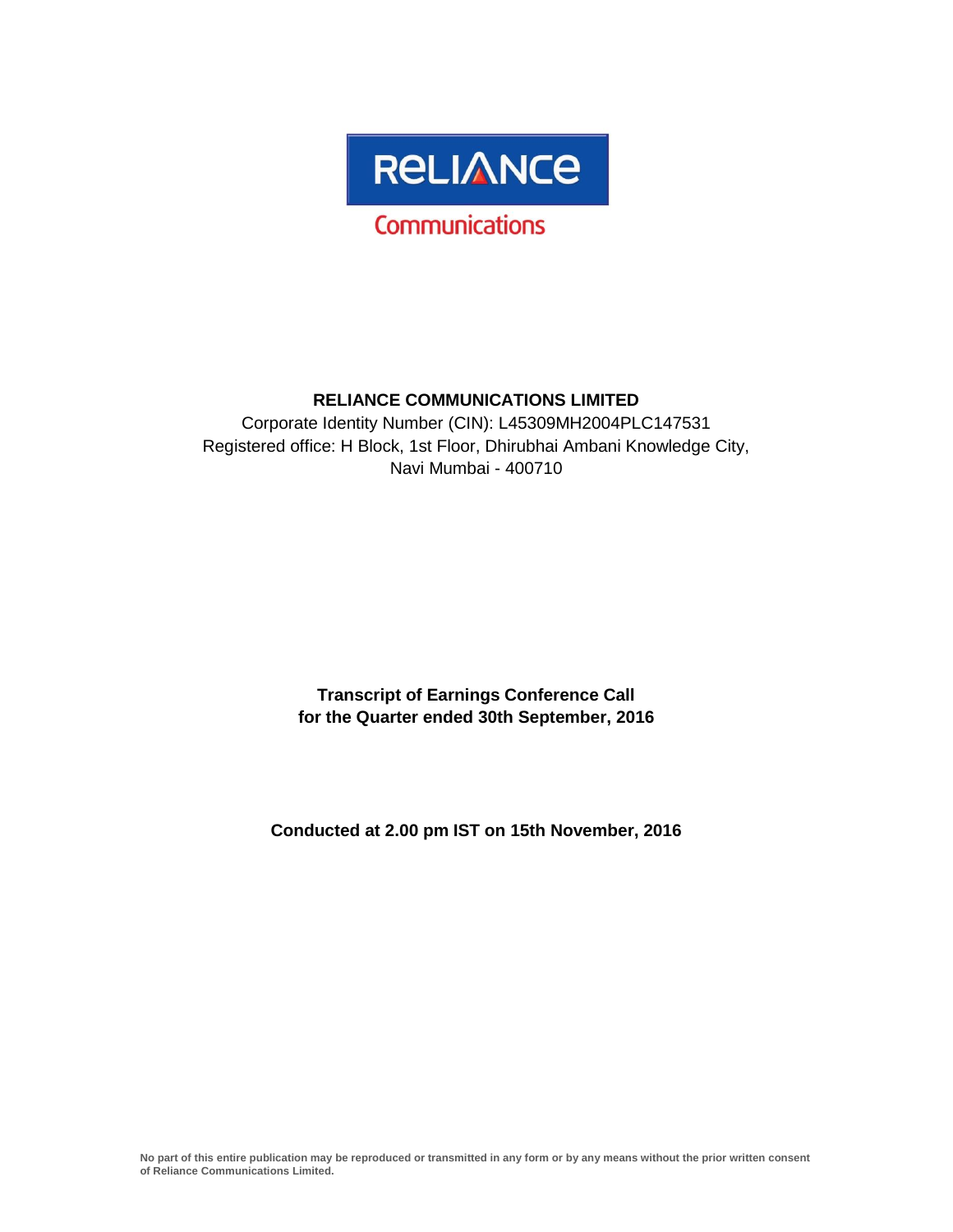RELIANCE

Communications

**RELIANCE COMMUNICATIONS LIMITED**

Corporate Identity Number (CIN): L45309MH2004PLC147531

Registered office: H Block, 1st Floor, Dhirubhai Ambani Knowledge City, Navi Mumbai - 400710

**Transcript of Earnings Conference Call for the Quarter ended 30th September, 2016**

**Conducted at 2.00 pm IST on 15th November, 2016**

**No part of this entire publication may be reproduced or transmitted in any form or by any means without the prior written consent of Reliance Communications Limited.**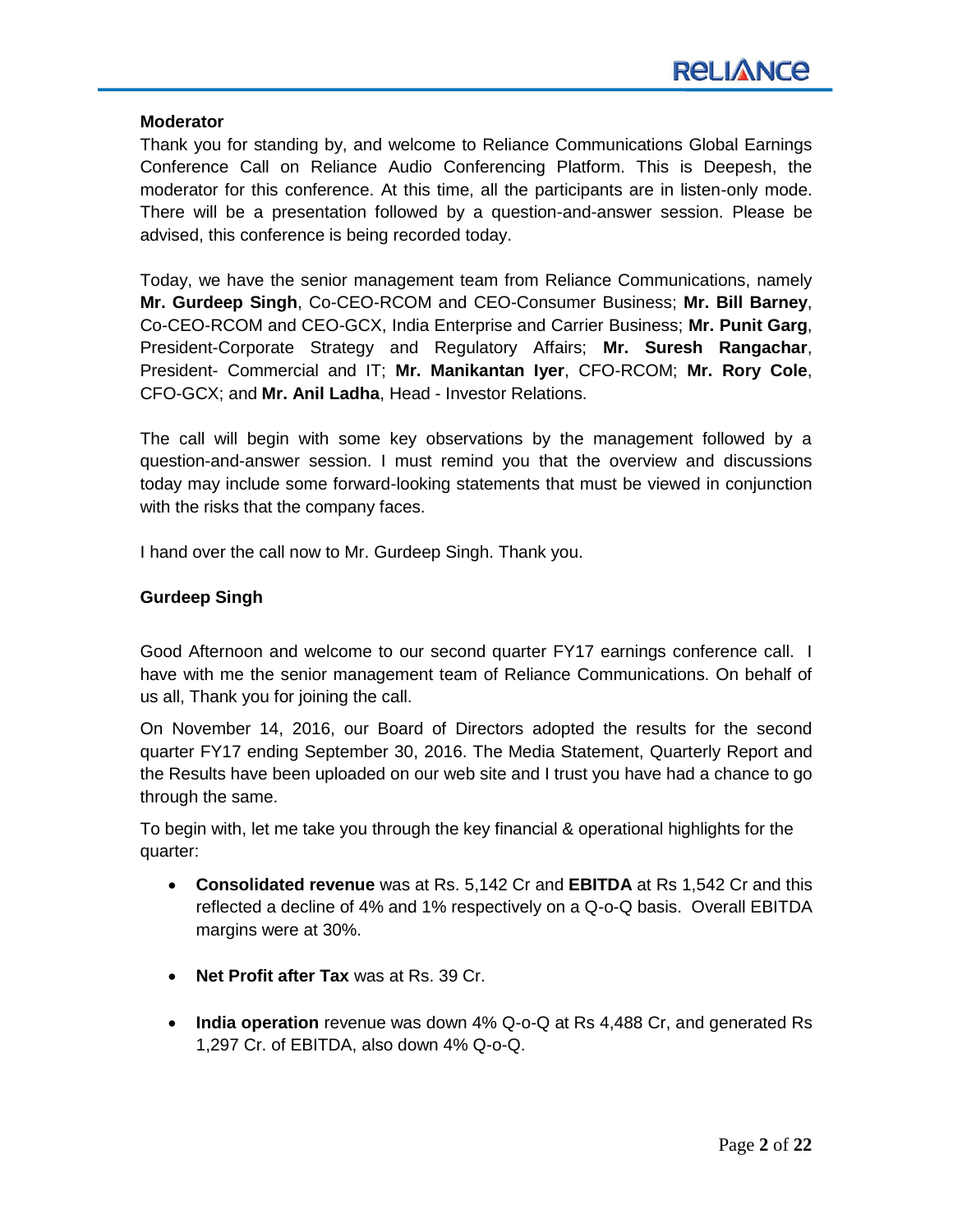**Moderator**

Thank you for standing by, and welcome to Reliance Communications Global Earnings Conference Call on Reliance Audio Conferencing Platform. This is Deepesh, the moderator for this conference. At this time, all the participants are in listen-only mode. There will be a presentation followed by a question-and-answer session. Please be advised, this conference is being recorded today.

Today, we have the senior management team from Reliance Communications, namely **Mr. Gurdeep Singh**, Co-CEO-RCOM and CEO-Consumer Business; **Mr. Bill Barney**, Co-CEO-RCOM and CEO-GCX, India Enterprise and Carrier Business; **Mr. Punit Garg**, President-Corporate Strategy and Regulatory Affairs; **Mr. Suresh Rangachar**, President- Commercial and IT; **Mr. Manikantan Iyer**, CFO-RCOM; **Mr. Rory Cole**, CFO-GCX; and **Mr. Anil Ladha**, Head - Investor Relations.

The call will begin with some key observations by the management followed by a question-and-answer session. I must remind you that the overview and discussions today may include some forward-looking statements that must be viewed in conjunction with the risks that the company faces.

I hand over the call now to Mr. Gurdeep Singh. Thank you.

**Gurdeep Singh**

Good Afternoon and welcome to our second quarter FY17 earnings conference call. I have with me the senior management team of Reliance Communications. On behalf of us all, Thank you for joining the call.

On November 14, 2016, our Board of Directors adopted the results for the second quarter FY17 ending September 30, 2016. The Media Statement, Quarterly Report and the Results have been uploaded on our web site and I trust you have had a chance to go through the same.

To begin with, let me take you through the key financial & operational highlights for the quarter:

- **Consolidated revenue** was at Rs. 5,142 Cr and **EBITDA** at Rs 1,542 Cr and this reflected a decline of 4% and 1% respectively on a Q-o-Q basis. Overall EBITDA margins were at 30%.
- **Net Profit after Tax** was at Rs. 39 Cr.
- **India operation** revenue was down 4% Q-o-Q at Rs 4,488 Cr, and generated Rs 1,297 Cr. of EBITDA, also down 4% Q-o-Q.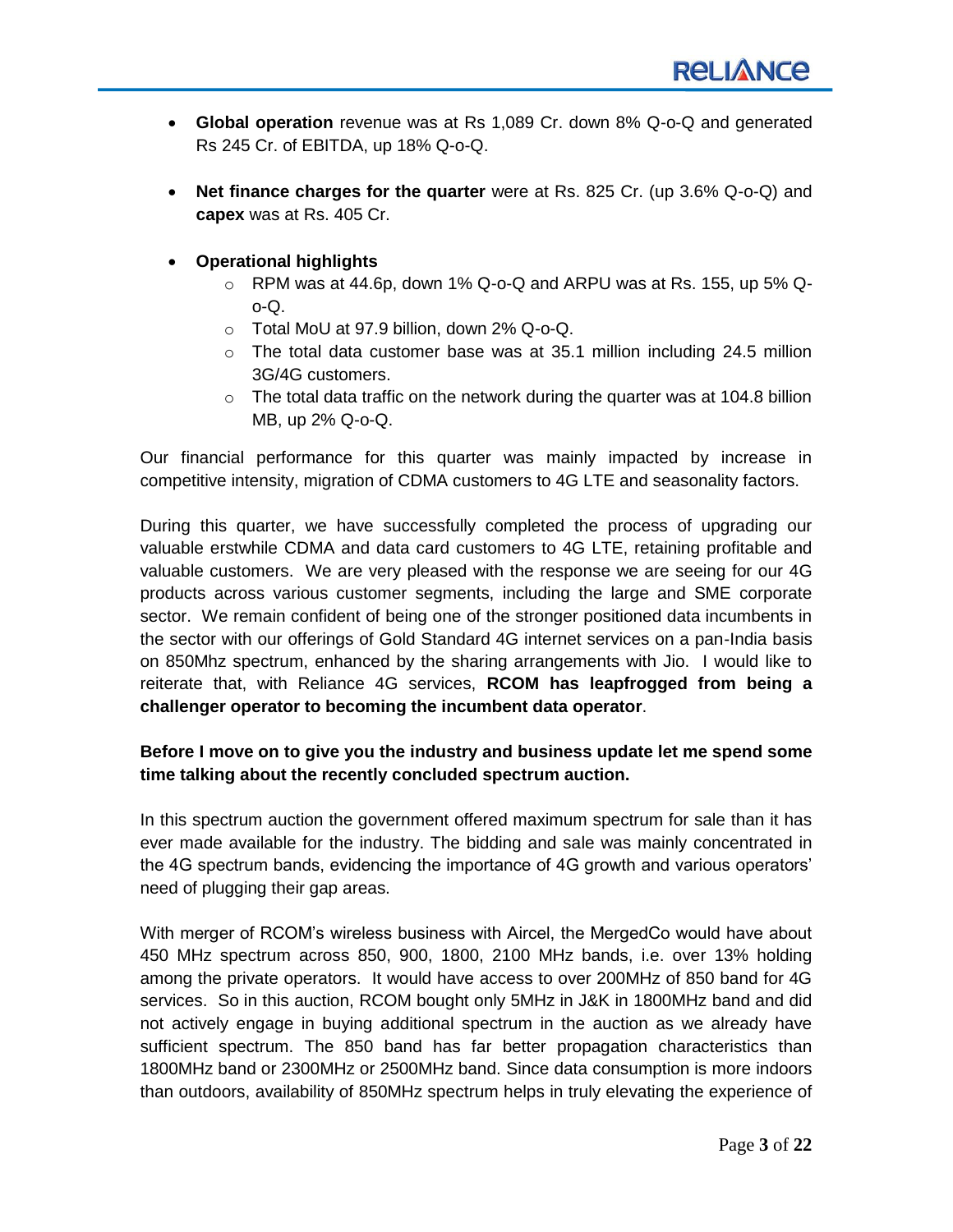- **Global operation** revenue was at Rs 1,089 Cr. down 8% Q-o-Q and generated Rs 245 Cr. of EBITDA, up 18% Q-o-Q.

- **Net finance charges for the quarter** were at Rs. 825 Cr. (up 3.6% Q-o-Q) and **capex** was at Rs. 405 Cr.

- **Operational highlights**
  - RPM was at 44.6p, down 1% Q-o-Q and ARPU was at Rs. 155, up 5% Q-o-Q.
  - Total MoU at 97.9 billion, down 2% Q-o-Q.
  - The total data customer base was at 35.1 million including 24.5 million 3G/4G customers.
  - The total data traffic on the network during the quarter was at 104.8 billion MB, up 2% Q-o-Q.

Our financial performance for this quarter was mainly impacted by increase in competitive intensity, migration of CDMA customers to 4G LTE and seasonality factors.

During this quarter, we have successfully completed the process of upgrading our valuable erstwhile CDMA and data card customers to 4G LTE, retaining profitable and valuable customers. We are very pleased with the response we are seeing for our 4G products across various customer segments, including the large and SME corporate sector. We remain confident of being one of the stronger positioned data incumbents in the sector with our offerings of Gold Standard 4G internet services on a pan-India basis on 850Mhz spectrum, enhanced by the sharing arrangements with Jio. I would like to reiterate that, with Reliance 4G services, **RCOM has leapfrogged from being a challenger operator to becoming the incumbent data operator**.

**Before I move on to give you the industry and business update let me spend some time talking about the recently concluded spectrum auction.**

In this spectrum auction the government offered maximum spectrum for sale than it has ever made available for the industry. The bidding and sale was mainly concentrated in the 4G spectrum bands, evidencing the importance of 4G growth and various operators' need of plugging their gap areas.

With merger of RCOM's wireless business with Aircel, the MergedCo would have about 450 MHz spectrum across 850, 900, 1800, 2100 MHz bands, i.e. over 13% holding among the private operators. It would have access to over 200MHz of 850 band for 4G services. So in this auction, RCOM bought only 5MHz in J&K in 1800MHz band and did not actively engage in buying additional spectrum in the auction as we already have sufficient spectrum. The 850 band has far better propagation characteristics than 1800MHz band or 2300MHz or 2500MHz band. Since data consumption is more indoors than outdoors, availability of 850MHz spectrum helps in truly elevating the experience of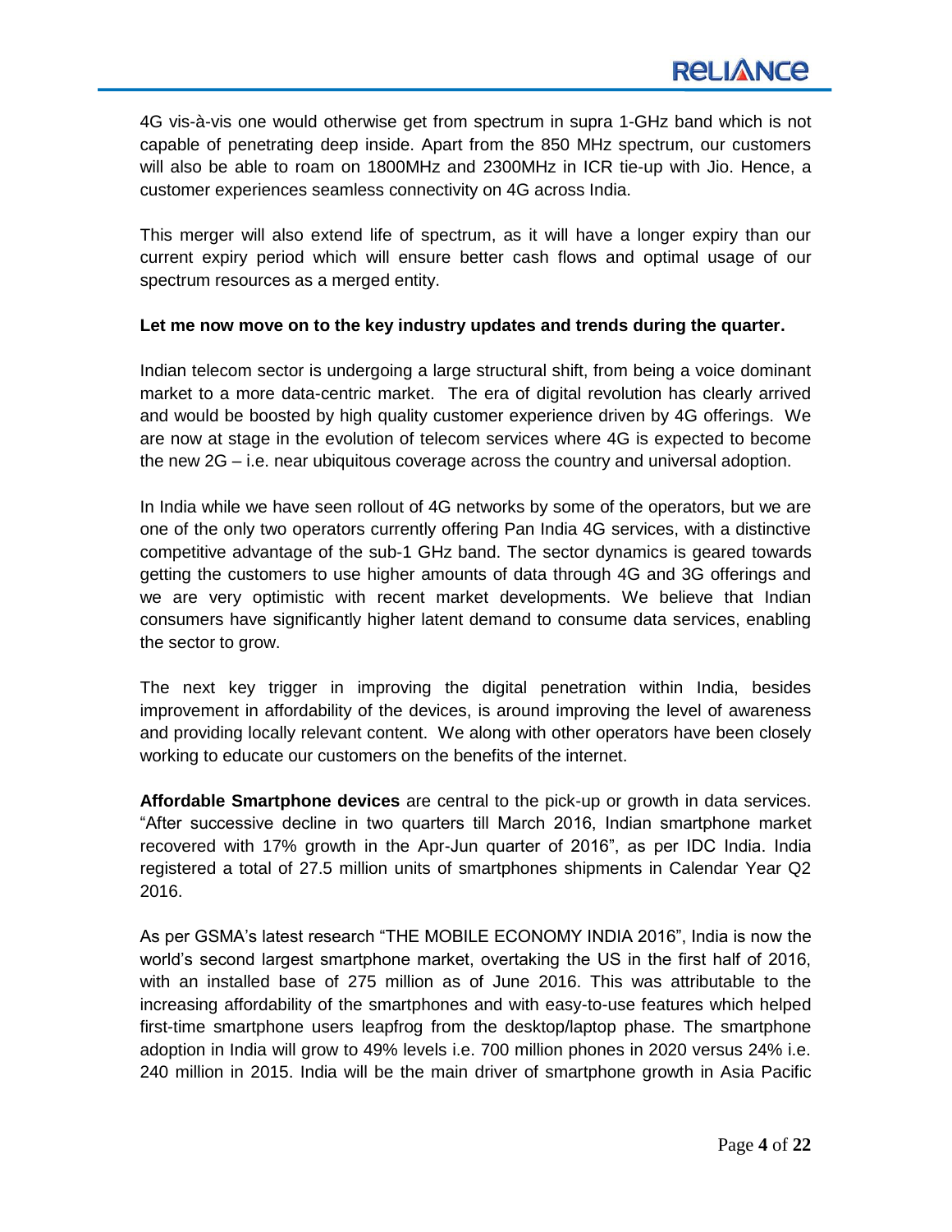4G vis-à-vis one would otherwise get from spectrum in supra 1-GHz band which is not capable of penetrating deep inside. Apart from the 850 MHz spectrum, our customers will also be able to roam on 1800MHz and 2300MHz in ICR tie-up with Jio. Hence, a customer experiences seamless connectivity on 4G across India.

This merger will also extend life of spectrum, as it will have a longer expiry than our current expiry period which will ensure better cash flows and optimal usage of our spectrum resources as a merged entity.

**Let me now move on to the key industry updates and trends during the quarter.**

Indian telecom sector is undergoing a large structural shift, from being a voice dominant market to a more data-centric market. The era of digital revolution has clearly arrived and would be boosted by high quality customer experience driven by 4G offerings. We are now at stage in the evolution of telecom services where 4G is expected to become the new 2G – i.e. near ubiquitous coverage across the country and universal adoption.

In India while we have seen rollout of 4G networks by some of the operators, but we are one of the only two operators currently offering Pan India 4G services, with a distinctive competitive advantage of the sub-1 GHz band. The sector dynamics is geared towards getting the customers to use higher amounts of data through 4G and 3G offerings and we are very optimistic with recent market developments. We believe that Indian consumers have significantly higher latent demand to consume data services, enabling the sector to grow.

The next key trigger in improving the digital penetration within India, besides improvement in affordability of the devices, is around improving the level of awareness and providing locally relevant content. We along with other operators have been closely working to educate our customers on the benefits of the internet.

**Affordable Smartphone devices** are central to the pick-up or growth in data services. "After successive decline in two quarters till March 2016, Indian smartphone market recovered with 17% growth in the Apr-Jun quarter of 2016", as per IDC India. India registered a total of 27.5 million units of smartphones shipments in Calendar Year Q2 2016.

As per GSMA's latest research "THE MOBILE ECONOMY INDIA 2016", India is now the world's second largest smartphone market, overtaking the US in the first half of 2016, with an installed base of 275 million as of June 2016. This was attributable to the increasing affordability of the smartphones and with easy-to-use features which helped first-time smartphone users leapfrog from the desktop/laptop phase. The smartphone adoption in India will grow to 49% levels i.e. 700 million phones in 2020 versus 24% i.e. 240 million in 2015. India will be the main driver of smartphone growth in Asia Pacific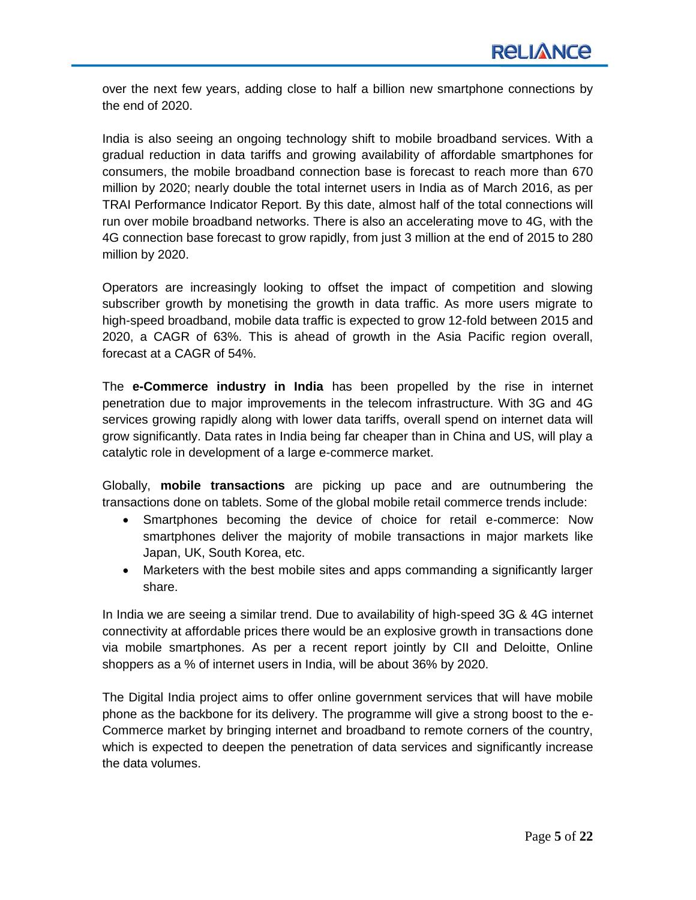over the next few years, adding close to half a billion new smartphone connections by the end of 2020.

India is also seeing an ongoing technology shift to mobile broadband services. With a gradual reduction in data tariffs and growing availability of affordable smartphones for consumers, the mobile broadband connection base is forecast to reach more than 670 million by 2020; nearly double the total internet users in India as of March 2016, as per TRAI Performance Indicator Report. By this date, almost half of the total connections will run over mobile broadband networks. There is also an accelerating move to 4G, with the 4G connection base forecast to grow rapidly, from just 3 million at the end of 2015 to 280 million by 2020.

Operators are increasingly looking to offset the impact of competition and slowing subscriber growth by monetising the growth in data traffic. As more users migrate to high-speed broadband, mobile data traffic is expected to grow 12-fold between 2015 and 2020, a CAGR of 63%. This is ahead of growth in the Asia Pacific region overall, forecast at a CAGR of 54%.

The **e-Commerce industry in India** has been propelled by the rise in internet penetration due to major improvements in the telecom infrastructure. With 3G and 4G services growing rapidly along with lower data tariffs, overall spend on internet data will grow significantly. Data rates in India being far cheaper than in China and US, will play a catalytic role in development of a large e-commerce market.

Globally, **mobile transactions** are picking up pace and are outnumbering the transactions done on tablets. Some of the global mobile retail commerce trends include:

- Smartphones becoming the device of choice for retail e-commerce: Now smartphones deliver the majority of mobile transactions in major markets like Japan, UK, South Korea, etc.
- Marketers with the best mobile sites and apps commanding a significantly larger share.

In India we are seeing a similar trend. Due to availability of high-speed 3G & 4G internet connectivity at affordable prices there would be an explosive growth in transactions done via mobile smartphones. As per a recent report jointly by CII and Deloitte, Online shoppers as a % of internet users in India, will be about 36% by 2020.

The Digital India project aims to offer online government services that will have mobile phone as the backbone for its delivery. The programme will give a strong boost to the e-Commerce market by bringing internet and broadband to remote corners of the country, which is expected to deepen the penetration of data services and significantly increase the data volumes.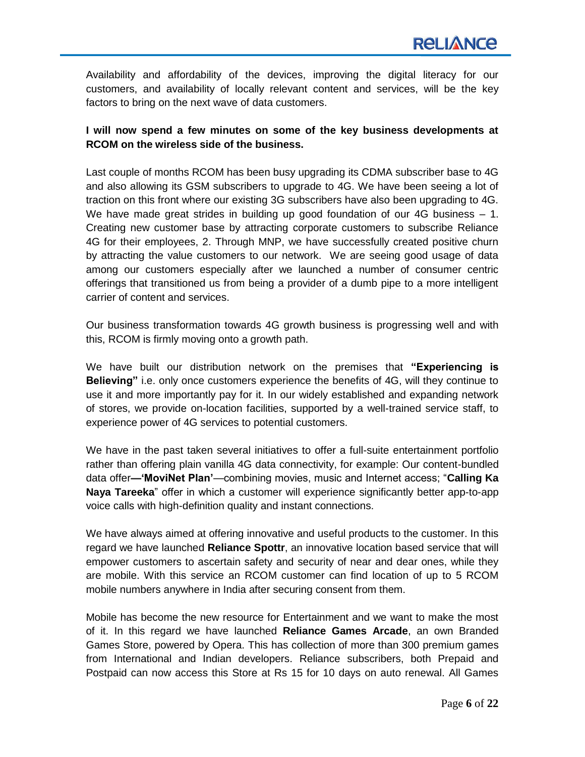Availability and affordability of the devices, improving the digital literacy for our customers, and availability of locally relevant content and services, will be the key factors to bring on the next wave of data customers.

**I will now spend a few minutes on some of the key business developments at RCOM on the wireless side of the business.**

Last couple of months RCOM has been busy upgrading its CDMA subscriber base to 4G and also allowing its GSM subscribers to upgrade to 4G. We have been seeing a lot of traction on this front where our existing 3G subscribers have also been upgrading to 4G. We have made great strides in building up good foundation of our 4G business – 1. Creating new customer base by attracting corporate customers to subscribe Reliance 4G for their employees, 2. Through MNP, we have successfully created positive churn by attracting the value customers to our network. We are seeing good usage of data among our customers especially after we launched a number of consumer centric offerings that transitioned us from being a provider of a dumb pipe to a more intelligent carrier of content and services.

Our business transformation towards 4G growth business is progressing well and with this, RCOM is firmly moving onto a growth path.

We have built our distribution network on the premises that **"Experiencing is Believing"** i.e. only once customers experience the benefits of 4G, will they continue to use it and more importantly pay for it. In our widely established and expanding network of stores, we provide on-location facilities, supported by a well-trained service staff, to experience power of 4G services to potential customers.

We have in the past taken several initiatives to offer a full-suite entertainment portfolio rather than offering plain vanilla 4G data connectivity, for example: Our content-bundled data offer**—'MoviNet Plan'**—combining movies, music and Internet access; "**Calling Ka Naya Tareeka**" offer in which a customer will experience significantly better app-to-app voice calls with high-definition quality and instant connections.

We have always aimed at offering innovative and useful products to the customer. In this regard we have launched **Reliance Spottr**, an innovative location based service that will empower customers to ascertain safety and security of near and dear ones, while they are mobile. With this service an RCOM customer can find location of up to 5 RCOM mobile numbers anywhere in India after securing consent from them.

Mobile has become the new resource for Entertainment and we want to make the most of it. In this regard we have launched **Reliance Games Arcade**, an own Branded Games Store, powered by Opera. This has collection of more than 300 premium games from International and Indian developers. Reliance subscribers, both Prepaid and Postpaid can now access this Store at Rs 15 for 10 days on auto renewal. All Games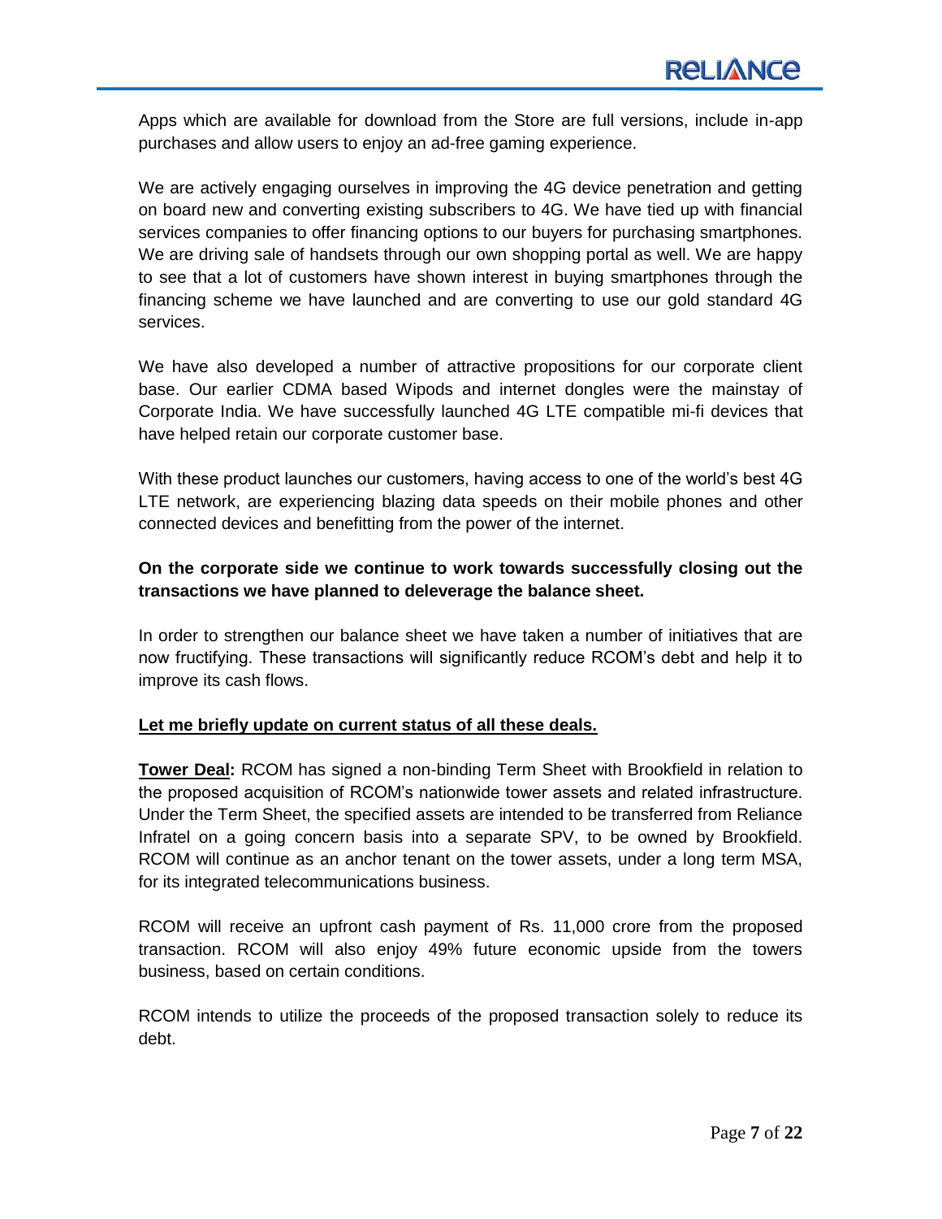Apps which are available for download from the Store are full versions, include in-app purchases and allow users to enjoy an ad-free gaming experience.

We are actively engaging ourselves in improving the 4G device penetration and getting on board new and converting existing subscribers to 4G. We have tied up with financial services companies to offer financing options to our buyers for purchasing smartphones. We are driving sale of handsets through our own shopping portal as well. We are happy to see that a lot of customers have shown interest in buying smartphones through the financing scheme we have launched and are converting to use our gold standard 4G services.

We have also developed a number of attractive propositions for our corporate client base. Our earlier CDMA based Wipods and internet dongles were the mainstay of Corporate India. We have successfully launched 4G LTE compatible mi-fi devices that have helped retain our corporate customer base.

With these product launches our customers, having access to one of the world's best 4G LTE network, are experiencing blazing data speeds on their mobile phones and other connected devices and benefitting from the power of the internet.

**On the corporate side we continue to work towards successfully closing out the transactions we have planned to deleverage the balance sheet.**

In order to strengthen our balance sheet we have taken a number of initiatives that are now fructifying. These transactions will significantly reduce RCOM's debt and help it to improve its cash flows.

**<u>Let me briefly update on current status of all these deals.</u>**

**<u>Tower Deal</u>:** RCOM has signed a non-binding Term Sheet with Brookfield in relation to the proposed acquisition of RCOM's nationwide tower assets and related infrastructure. Under the Term Sheet, the specified assets are intended to be transferred from Reliance Infratel on a going concern basis into a separate SPV, to be owned by Brookfield. RCOM will continue as an anchor tenant on the tower assets, under a long term MSA, for its integrated telecommunications business.

RCOM will receive an upfront cash payment of Rs. 11,000 crore from the proposed transaction. RCOM will also enjoy 49% future economic upside from the towers business, based on certain conditions.

RCOM intends to utilize the proceeds of the proposed transaction solely to reduce its debt.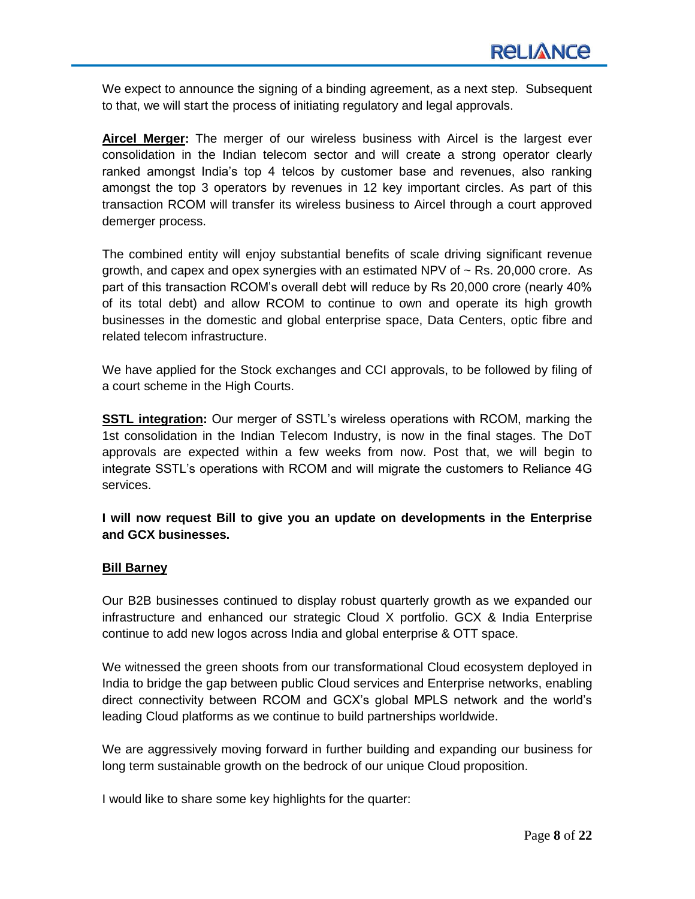We expect to announce the signing of a binding agreement, as a next step. Subsequent to that, we will start the process of initiating regulatory and legal approvals.

**Aircel Merger:** The merger of our wireless business with Aircel is the largest ever consolidation in the Indian telecom sector and will create a strong operator clearly ranked amongst India's top 4 telcos by customer base and revenues, also ranking amongst the top 3 operators by revenues in 12 key important circles. As part of this transaction RCOM will transfer its wireless business to Aircel through a court approved demerger process.

The combined entity will enjoy substantial benefits of scale driving significant revenue growth, and capex and opex synergies with an estimated NPV of ~ Rs. 20,000 crore. As part of this transaction RCOM's overall debt will reduce by Rs 20,000 crore (nearly 40% of its total debt) and allow RCOM to continue to own and operate its high growth businesses in the domestic and global enterprise space, Data Centers, optic fibre and related telecom infrastructure.

We have applied for the Stock exchanges and CCI approvals, to be followed by filing of a court scheme in the High Courts.

**SSTL integration:** Our merger of SSTL's wireless operations with RCOM, marking the 1st consolidation in the Indian Telecom Industry, is now in the final stages. The DoT approvals are expected within a few weeks from now. Post that, we will begin to integrate SSTL's operations with RCOM and will migrate the customers to Reliance 4G services.

**I will now request Bill to give you an update on developments in the Enterprise and GCX businesses.**

**Bill Barney**

Our B2B businesses continued to display robust quarterly growth as we expanded our infrastructure and enhanced our strategic Cloud X portfolio. GCX & India Enterprise continue to add new logos across India and global enterprise & OTT space.

We witnessed the green shoots from our transformational Cloud ecosystem deployed in India to bridge the gap between public Cloud services and Enterprise networks, enabling direct connectivity between RCOM and GCX's global MPLS network and the world's leading Cloud platforms as we continue to build partnerships worldwide.

We are aggressively moving forward in further building and expanding our business for long term sustainable growth on the bedrock of our unique Cloud proposition.

I would like to share some key highlights for the quarter: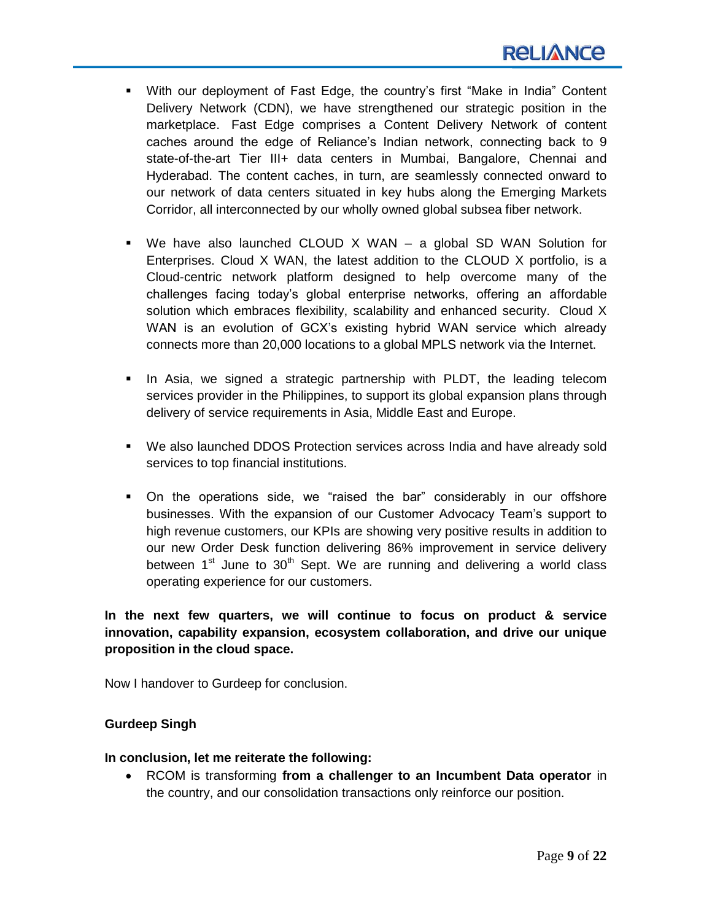- With our deployment of Fast Edge, the country's first "Make in India" Content Delivery Network (CDN), we have strengthened our strategic position in the marketplace. Fast Edge comprises a Content Delivery Network of content caches around the edge of Reliance's Indian network, connecting back to 9 state-of-the-art Tier III+ data centers in Mumbai, Bangalore, Chennai and Hyderabad. The content caches, in turn, are seamlessly connected onward to our network of data centers situated in key hubs along the Emerging Markets Corridor, all interconnected by our wholly owned global subsea fiber network.

- We have also launched CLOUD X WAN – a global SD WAN Solution for Enterprises. Cloud X WAN, the latest addition to the CLOUD X portfolio, is a Cloud-centric network platform designed to help overcome many of the challenges facing today's global enterprise networks, offering an affordable solution which embraces flexibility, scalability and enhanced security. Cloud X WAN is an evolution of GCX's existing hybrid WAN service which already connects more than 20,000 locations to a global MPLS network via the Internet.

- In Asia, we signed a strategic partnership with PLDT, the leading telecom services provider in the Philippines, to support its global expansion plans through delivery of service requirements in Asia, Middle East and Europe.

- We also launched DDOS Protection services across India and have already sold services to top financial institutions.

- On the operations side, we "raised the bar" considerably in our offshore businesses. With the expansion of our Customer Advocacy Team's support to high revenue customers, our KPIs are showing very positive results in addition to our new Order Desk function delivering 86% improvement in service delivery between 1st June to 30th Sept. We are running and delivering a world class operating experience for our customers.

**In the next few quarters, we will continue to focus on product & service innovation, capability expansion, ecosystem collaboration, and drive our unique proposition in the cloud space.**

Now I handover to Gurdeep for conclusion.

**Gurdeep Singh**

**In conclusion, let me reiterate the following:**

- RCOM is transforming **from a challenger to an Incumbent Data operator** in the country, and our consolidation transactions only reinforce our position.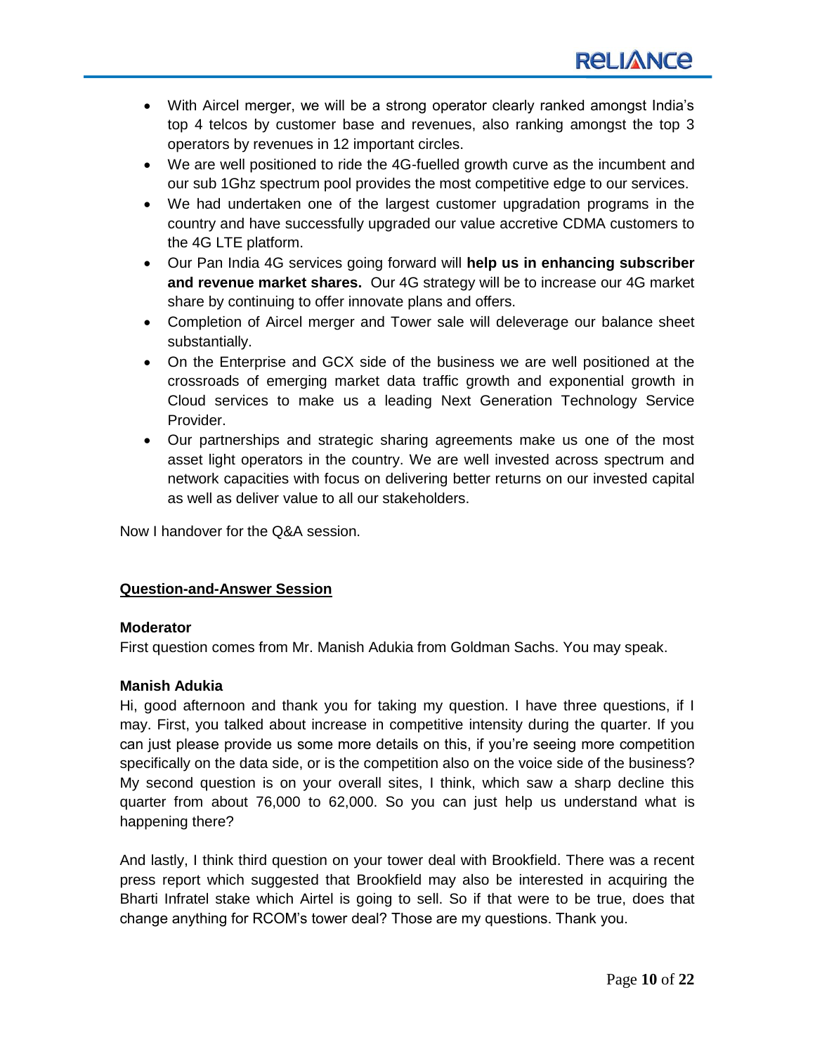- With Aircel merger, we will be a strong operator clearly ranked amongst India's top 4 telcos by customer base and revenues, also ranking amongst the top 3 operators by revenues in 12 important circles.
- We are well positioned to ride the 4G-fuelled growth curve as the incumbent and our sub 1Ghz spectrum pool provides the most competitive edge to our services.
- We had undertaken one of the largest customer upgradation programs in the country and have successfully upgraded our value accretive CDMA customers to the 4G LTE platform.
- Our Pan India 4G services going forward will **help us in enhancing subscriber and revenue market shares.** Our 4G strategy will be to increase our 4G market share by continuing to offer innovate plans and offers.
- Completion of Aircel merger and Tower sale will deleverage our balance sheet substantially.
- On the Enterprise and GCX side of the business we are well positioned at the crossroads of emerging market data traffic growth and exponential growth in Cloud services to make us a leading Next Generation Technology Service Provider.
- Our partnerships and strategic sharing agreements make us one of the most asset light operators in the country. We are well invested across spectrum and network capacities with focus on delivering better returns on our invested capital as well as deliver value to all our stakeholders.

Now I handover for the Q&A session.

## Question-and-Answer Session

**Moderator**

First question comes from Mr. Manish Adukia from Goldman Sachs. You may speak.

**Manish Adukia**

Hi, good afternoon and thank you for taking my question. I have three questions, if I may. First, you talked about increase in competitive intensity during the quarter. If you can just please provide us some more details on this, if you're seeing more competition specifically on the data side, or is the competition also on the voice side of the business? My second question is on your overall sites, I think, which saw a sharp decline this quarter from about 76,000 to 62,000. So you can just help us understand what is happening there?

And lastly, I think third question on your tower deal with Brookfield. There was a recent press report which suggested that Brookfield may also be interested in acquiring the Bharti Infratel stake which Airtel is going to sell. So if that were to be true, does that change anything for RCOM's tower deal? Those are my questions. Thank you.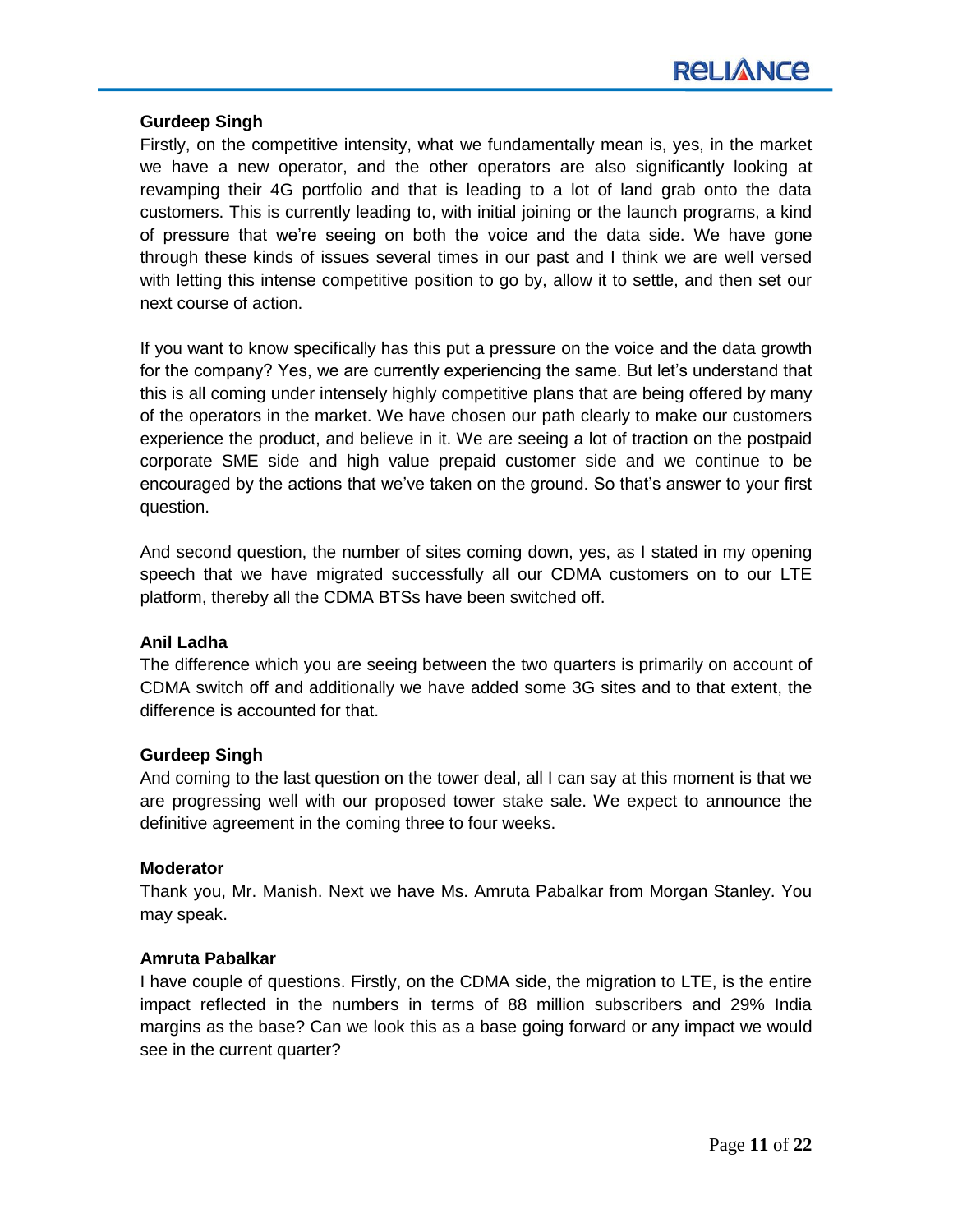**Gurdeep Singh**

Firstly, on the competitive intensity, what we fundamentally mean is, yes, in the market we have a new operator, and the other operators are also significantly looking at revamping their 4G portfolio and that is leading to a lot of land grab onto the data customers. This is currently leading to, with initial joining or the launch programs, a kind of pressure that we're seeing on both the voice and the data side. We have gone through these kinds of issues several times in our past and I think we are well versed with letting this intense competitive position to go by, allow it to settle, and then set our next course of action.

If you want to know specifically has this put a pressure on the voice and the data growth for the company? Yes, we are currently experiencing the same. But let's understand that this is all coming under intensely highly competitive plans that are being offered by many of the operators in the market. We have chosen our path clearly to make our customers experience the product, and believe in it. We are seeing a lot of traction on the postpaid corporate SME side and high value prepaid customer side and we continue to be encouraged by the actions that we've taken on the ground. So that's answer to your first question.

And second question, the number of sites coming down, yes, as I stated in my opening speech that we have migrated successfully all our CDMA customers on to our LTE platform, thereby all the CDMA BTSs have been switched off.

**Anil Ladha**

The difference which you are seeing between the two quarters is primarily on account of CDMA switch off and additionally we have added some 3G sites and to that extent, the difference is accounted for that.

**Gurdeep Singh**

And coming to the last question on the tower deal, all I can say at this moment is that we are progressing well with our proposed tower stake sale. We expect to announce the definitive agreement in the coming three to four weeks.

**Moderator**

Thank you, Mr. Manish. Next we have Ms. Amruta Pabalkar from Morgan Stanley. You may speak.

**Amruta Pabalkar**

I have couple of questions. Firstly, on the CDMA side, the migration to LTE, is the entire impact reflected in the numbers in terms of 88 million subscribers and 29% India margins as the base? Can we look this as a base going forward or any impact we would see in the current quarter?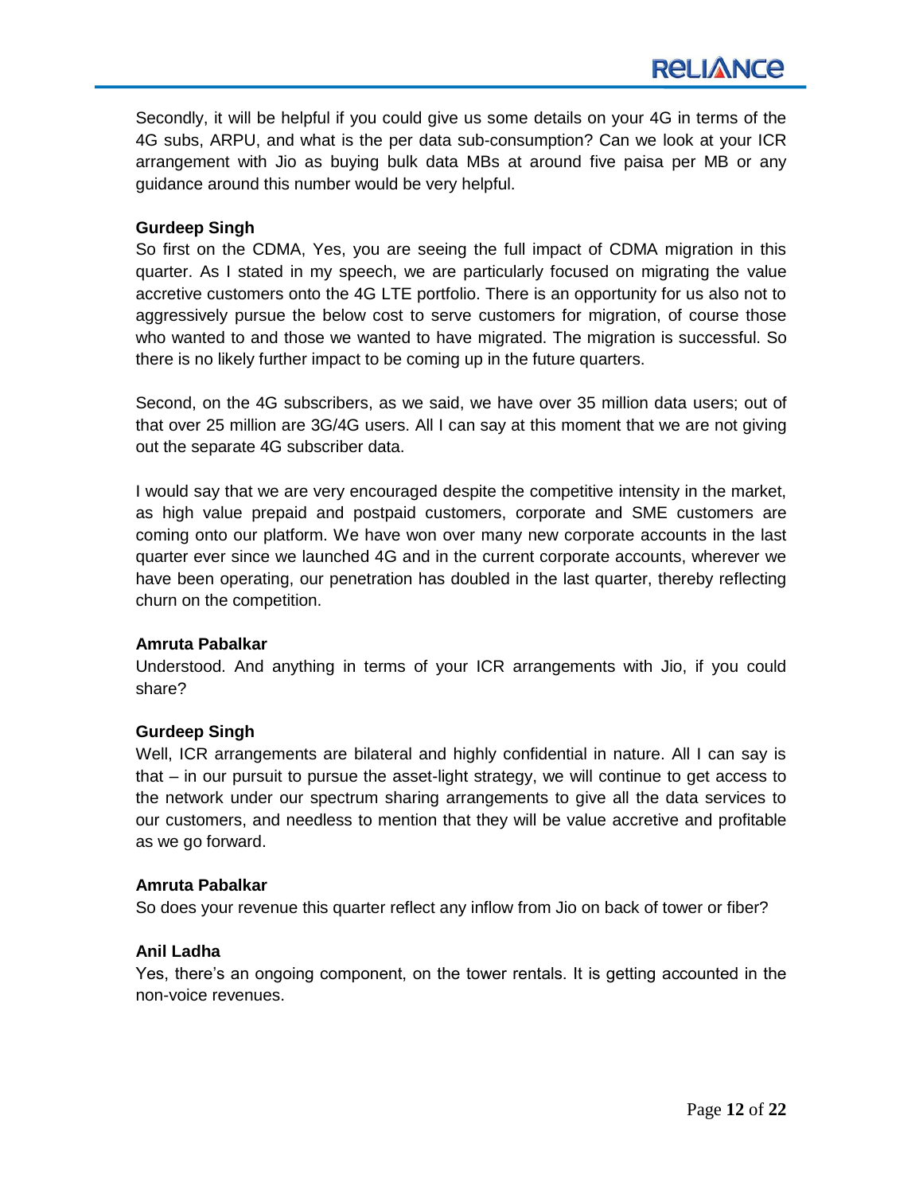Secondly, it will be helpful if you could give us some details on your 4G in terms of the 4G subs, ARPU, and what is the per data sub-consumption? Can we look at your ICR arrangement with Jio as buying bulk data MBs at around five paisa per MB or any guidance around this number would be very helpful.

**Gurdeep Singh**

So first on the CDMA, Yes, you are seeing the full impact of CDMA migration in this quarter. As I stated in my speech, we are particularly focused on migrating the value accretive customers onto the 4G LTE portfolio. There is an opportunity for us also not to aggressively pursue the below cost to serve customers for migration, of course those who wanted to and those we wanted to have migrated. The migration is successful. So there is no likely further impact to be coming up in the future quarters.

Second, on the 4G subscribers, as we said, we have over 35 million data users; out of that over 25 million are 3G/4G users. All I can say at this moment that we are not giving out the separate 4G subscriber data.

I would say that we are very encouraged despite the competitive intensity in the market, as high value prepaid and postpaid customers, corporate and SME customers are coming onto our platform. We have won over many new corporate accounts in the last quarter ever since we launched 4G and in the current corporate accounts, wherever we have been operating, our penetration has doubled in the last quarter, thereby reflecting churn on the competition.

**Amruta Pabalkar**

Understood. And anything in terms of your ICR arrangements with Jio, if you could share?

**Gurdeep Singh**

Well, ICR arrangements are bilateral and highly confidential in nature. All I can say is that – in our pursuit to pursue the asset-light strategy, we will continue to get access to the network under our spectrum sharing arrangements to give all the data services to our customers, and needless to mention that they will be value accretive and profitable as we go forward.

**Amruta Pabalkar**

So does your revenue this quarter reflect any inflow from Jio on back of tower or fiber?

**Anil Ladha**

Yes, there's an ongoing component, on the tower rentals. It is getting accounted in the non-voice revenues.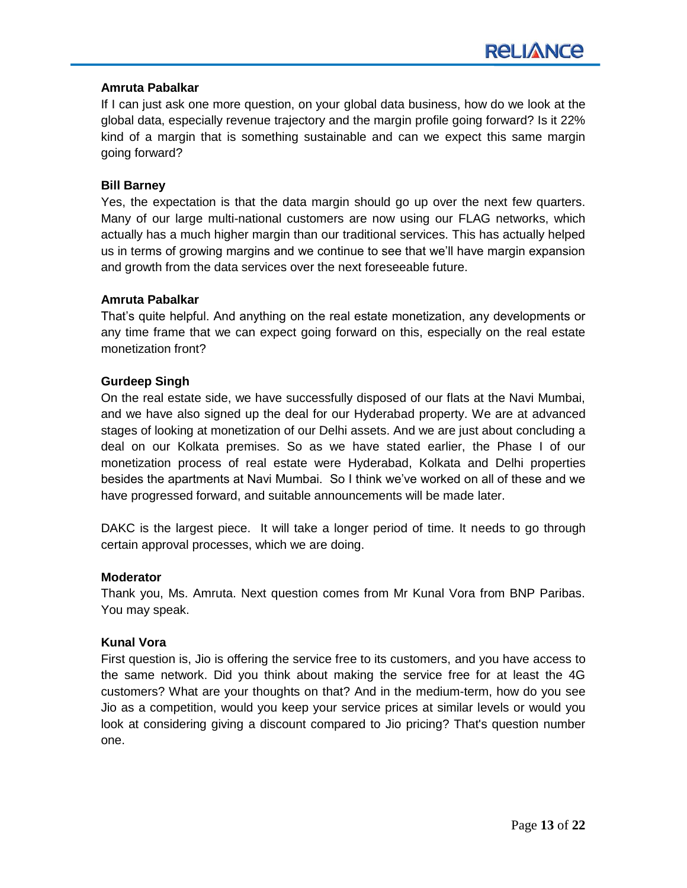**Amruta Pabalkar**

If I can just ask one more question, on your global data business, how do we look at the global data, especially revenue trajectory and the margin profile going forward? Is it 22% kind of a margin that is something sustainable and can we expect this same margin going forward?

**Bill Barney**

Yes, the expectation is that the data margin should go up over the next few quarters. Many of our large multi-national customers are now using our FLAG networks, which actually has a much higher margin than our traditional services. This has actually helped us in terms of growing margins and we continue to see that we'll have margin expansion and growth from the data services over the next foreseeable future.

**Amruta Pabalkar**

That's quite helpful. And anything on the real estate monetization, any developments or any time frame that we can expect going forward on this, especially on the real estate monetization front?

**Gurdeep Singh**

On the real estate side, we have successfully disposed of our flats at the Navi Mumbai, and we have also signed up the deal for our Hyderabad property. We are at advanced stages of looking at monetization of our Delhi assets. And we are just about concluding a deal on our Kolkata premises. So as we have stated earlier, the Phase I of our monetization process of real estate were Hyderabad, Kolkata and Delhi properties besides the apartments at Navi Mumbai. So I think we've worked on all of these and we have progressed forward, and suitable announcements will be made later.

DAKC is the largest piece. It will take a longer period of time. It needs to go through certain approval processes, which we are doing.

**Moderator**

Thank you, Ms. Amruta. Next question comes from Mr Kunal Vora from BNP Paribas. You may speak.

**Kunal Vora**

First question is, Jio is offering the service free to its customers, and you have access to the same network. Did you think about making the service free for at least the 4G customers? What are your thoughts on that? And in the medium-term, how do you see Jio as a competition, would you keep your service prices at similar levels or would you look at considering giving a discount compared to Jio pricing? That's question number one.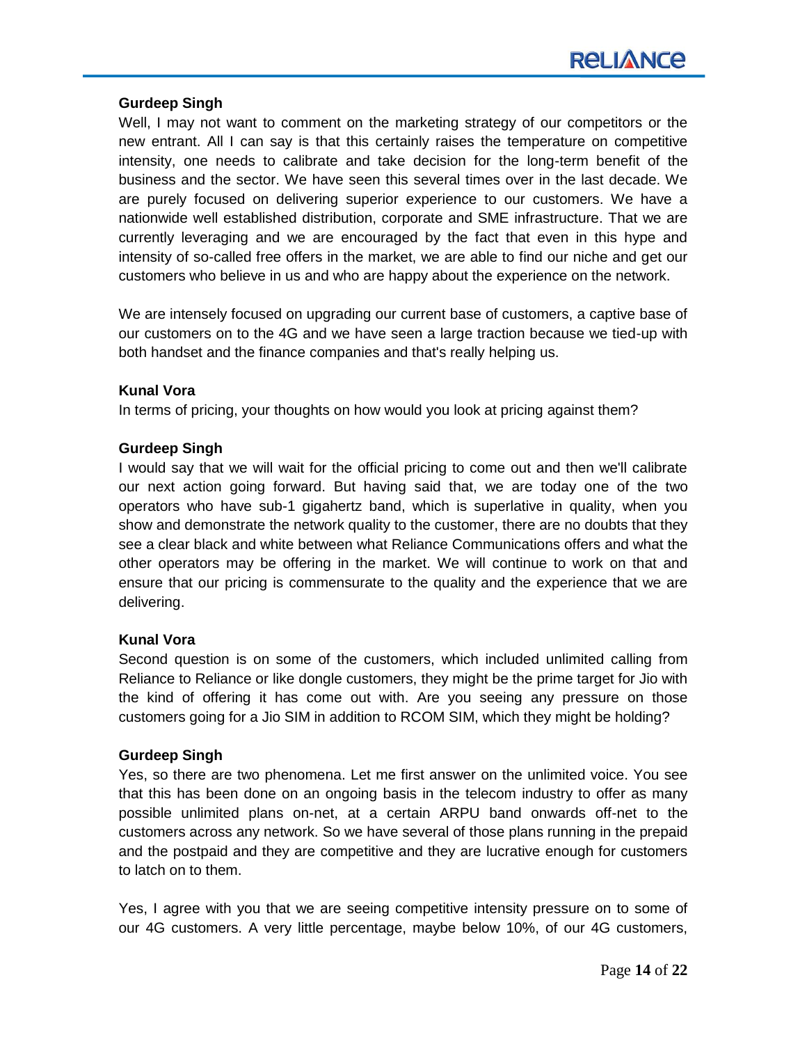**Gurdeep Singh**

Well, I may not want to comment on the marketing strategy of our competitors or the new entrant. All I can say is that this certainly raises the temperature on competitive intensity, one needs to calibrate and take decision for the long-term benefit of the business and the sector. We have seen this several times over in the last decade. We are purely focused on delivering superior experience to our customers. We have a nationwide well established distribution, corporate and SME infrastructure. That we are currently leveraging and we are encouraged by the fact that even in this hype and intensity of so-called free offers in the market, we are able to find our niche and get our customers who believe in us and who are happy about the experience on the network.

We are intensely focused on upgrading our current base of customers, a captive base of our customers on to the 4G and we have seen a large traction because we tied-up with both handset and the finance companies and that's really helping us.

**Kunal Vora**

In terms of pricing, your thoughts on how would you look at pricing against them?

**Gurdeep Singh**

I would say that we will wait for the official pricing to come out and then we'll calibrate our next action going forward. But having said that, we are today one of the two operators who have sub-1 gigahertz band, which is superlative in quality, when you show and demonstrate the network quality to the customer, there are no doubts that they see a clear black and white between what Reliance Communications offers and what the other operators may be offering in the market. We will continue to work on that and ensure that our pricing is commensurate to the quality and the experience that we are delivering.

**Kunal Vora**

Second question is on some of the customers, which included unlimited calling from Reliance to Reliance or like dongle customers, they might be the prime target for Jio with the kind of offering it has come out with. Are you seeing any pressure on those customers going for a Jio SIM in addition to RCOM SIM, which they might be holding?

**Gurdeep Singh**

Yes, so there are two phenomena. Let me first answer on the unlimited voice. You see that this has been done on an ongoing basis in the telecom industry to offer as many possible unlimited plans on-net, at a certain ARPU band onwards off-net to the customers across any network. So we have several of those plans running in the prepaid and the postpaid and they are competitive and they are lucrative enough for customers to latch on to them.

Yes, I agree with you that we are seeing competitive intensity pressure on to some of our 4G customers. A very little percentage, maybe below 10%, of our 4G customers,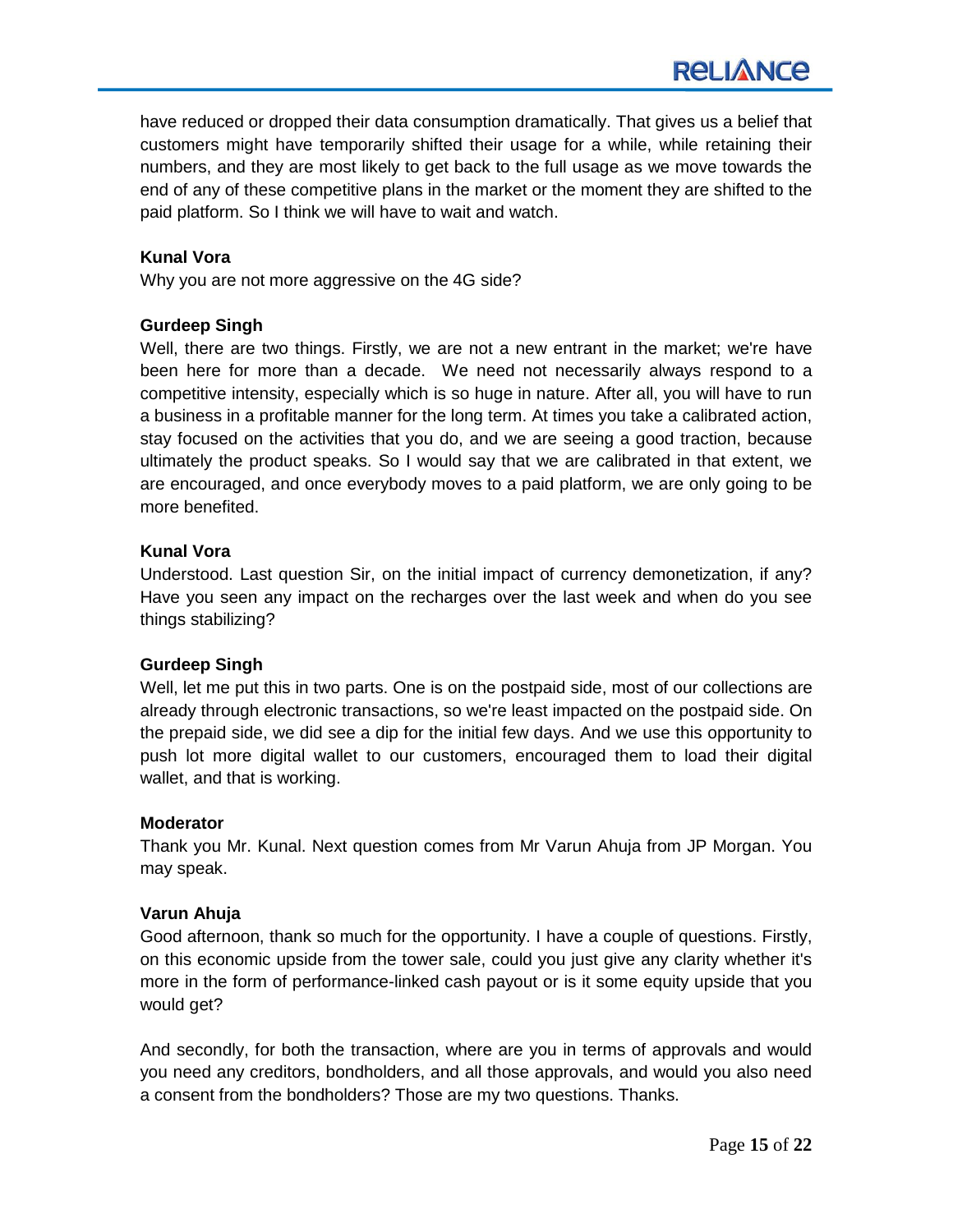have reduced or dropped their data consumption dramatically. That gives us a belief that customers might have temporarily shifted their usage for a while, while retaining their numbers, and they are most likely to get back to the full usage as we move towards the end of any of these competitive plans in the market or the moment they are shifted to the paid platform. So I think we will have to wait and watch.

**Kunal Vora**

Why you are not more aggressive on the 4G side?

**Gurdeep Singh**

Well, there are two things. Firstly, we are not a new entrant in the market; we're have been here for more than a decade. We need not necessarily always respond to a competitive intensity, especially which is so huge in nature. After all, you will have to run a business in a profitable manner for the long term. At times you take a calibrated action, stay focused on the activities that you do, and we are seeing a good traction, because ultimately the product speaks. So I would say that we are calibrated in that extent, we are encouraged, and once everybody moves to a paid platform, we are only going to be more benefited.

**Kunal Vora**

Understood. Last question Sir, on the initial impact of currency demonetization, if any? Have you seen any impact on the recharges over the last week and when do you see things stabilizing?

**Gurdeep Singh**

Well, let me put this in two parts. One is on the postpaid side, most of our collections are already through electronic transactions, so we're least impacted on the postpaid side. On the prepaid side, we did see a dip for the initial few days. And we use this opportunity to push lot more digital wallet to our customers, encouraged them to load their digital wallet, and that is working.

**Moderator**

Thank you Mr. Kunal. Next question comes from Mr Varun Ahuja from JP Morgan. You may speak.

**Varun Ahuja**

Good afternoon, thank so much for the opportunity. I have a couple of questions. Firstly, on this economic upside from the tower sale, could you just give any clarity whether it's more in the form of performance-linked cash payout or is it some equity upside that you would get?

And secondly, for both the transaction, where are you in terms of approvals and would you need any creditors, bondholders, and all those approvals, and would you also need a consent from the bondholders? Those are my two questions. Thanks.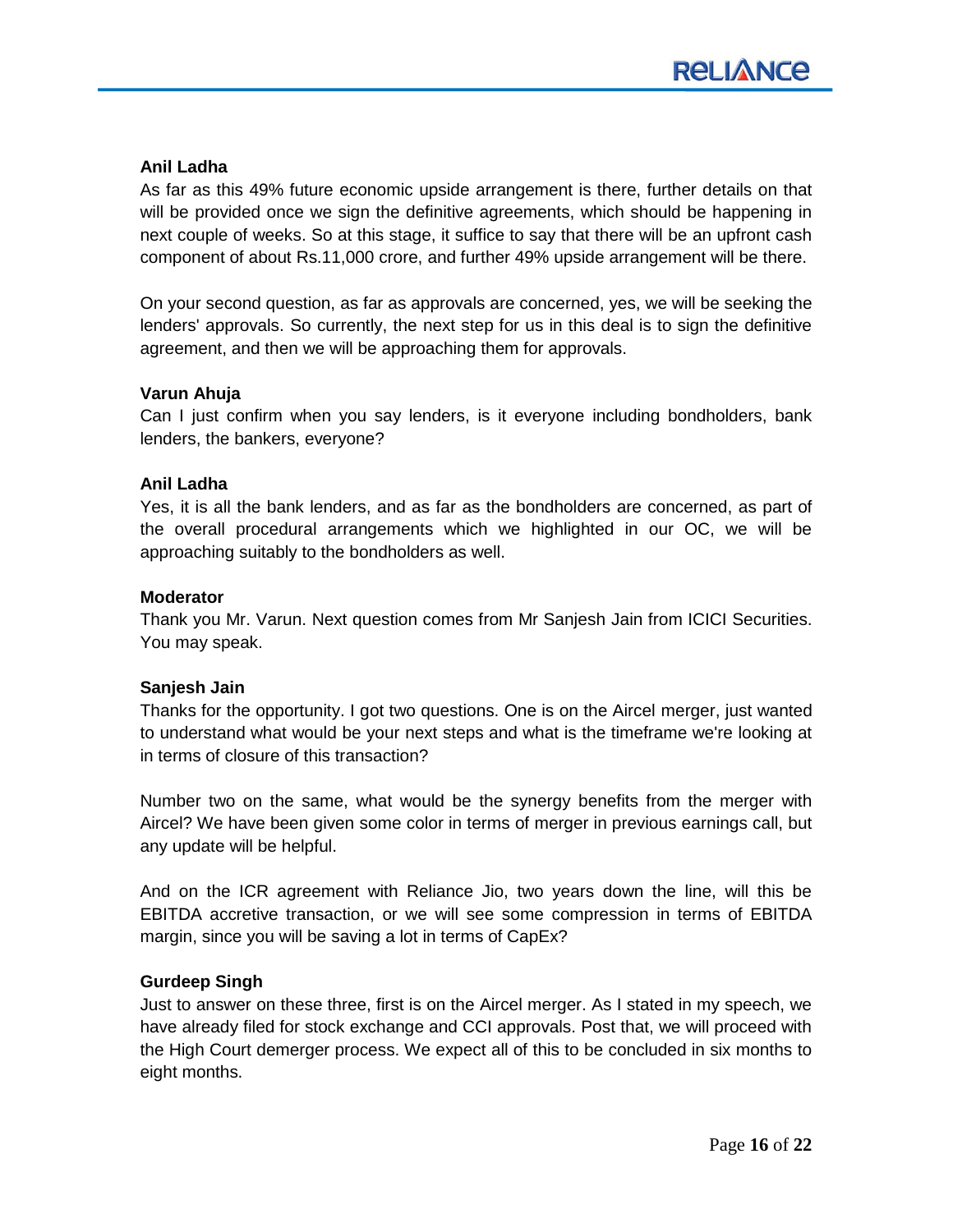**Anil Ladha**

As far as this 49% future economic upside arrangement is there, further details on that will be provided once we sign the definitive agreements, which should be happening in next couple of weeks. So at this stage, it suffice to say that there will be an upfront cash component of about Rs.11,000 crore, and further 49% upside arrangement will be there.

On your second question, as far as approvals are concerned, yes, we will be seeking the lenders' approvals. So currently, the next step for us in this deal is to sign the definitive agreement, and then we will be approaching them for approvals.

**Varun Ahuja**

Can I just confirm when you say lenders, is it everyone including bondholders, bank lenders, the bankers, everyone?

**Anil Ladha**

Yes, it is all the bank lenders, and as far as the bondholders are concerned, as part of the overall procedural arrangements which we highlighted in our OC, we will be approaching suitably to the bondholders as well.

**Moderator**

Thank you Mr. Varun. Next question comes from Mr Sanjesh Jain from ICICI Securities. You may speak.

**Sanjesh Jain**

Thanks for the opportunity. I got two questions. One is on the Aircel merger, just wanted to understand what would be your next steps and what is the timeframe we're looking at in terms of closure of this transaction?

Number two on the same, what would be the synergy benefits from the merger with Aircel? We have been given some color in terms of merger in previous earnings call, but any update will be helpful.

And on the ICR agreement with Reliance Jio, two years down the line, will this be EBITDA accretive transaction, or we will see some compression in terms of EBITDA margin, since you will be saving a lot in terms of CapEx?

**Gurdeep Singh**

Just to answer on these three, first is on the Aircel merger. As I stated in my speech, we have already filed for stock exchange and CCI approvals. Post that, we will proceed with the High Court demerger process. We expect all of this to be concluded in six months to eight months.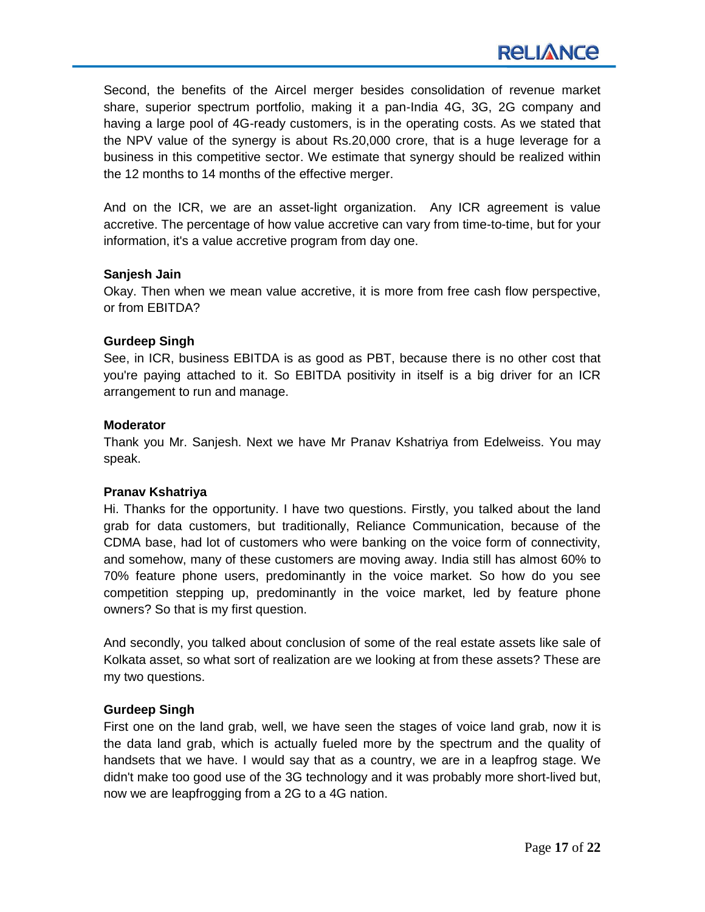Second, the benefits of the Aircel merger besides consolidation of revenue market share, superior spectrum portfolio, making it a pan-India 4G, 3G, 2G company and having a large pool of 4G-ready customers, is in the operating costs. As we stated that the NPV value of the synergy is about Rs.20,000 crore, that is a huge leverage for a business in this competitive sector. We estimate that synergy should be realized within the 12 months to 14 months of the effective merger.

And on the ICR, we are an asset-light organization. Any ICR agreement is value accretive. The percentage of how value accretive can vary from time-to-time, but for your information, it's a value accretive program from day one.

**Sanjesh Jain**

Okay. Then when we mean value accretive, it is more from free cash flow perspective, or from EBITDA?

**Gurdeep Singh**

See, in ICR, business EBITDA is as good as PBT, because there is no other cost that you're paying attached to it. So EBITDA positivity in itself is a big driver for an ICR arrangement to run and manage.

**Moderator**

Thank you Mr. Sanjesh. Next we have Mr Pranav Kshatriya from Edelweiss. You may speak.

**Pranav Kshatriya**

Hi. Thanks for the opportunity. I have two questions. Firstly, you talked about the land grab for data customers, but traditionally, Reliance Communication, because of the CDMA base, had lot of customers who were banking on the voice form of connectivity, and somehow, many of these customers are moving away. India still has almost 60% to 70% feature phone users, predominantly in the voice market. So how do you see competition stepping up, predominantly in the voice market, led by feature phone owners? So that is my first question.

And secondly, you talked about conclusion of some of the real estate assets like sale of Kolkata asset, so what sort of realization are we looking at from these assets? These are my two questions.

**Gurdeep Singh**

First one on the land grab, well, we have seen the stages of voice land grab, now it is the data land grab, which is actually fueled more by the spectrum and the quality of handsets that we have. I would say that as a country, we are in a leapfrog stage. We didn't make too good use of the 3G technology and it was probably more short-lived but, now we are leapfrogging from a 2G to a 4G nation.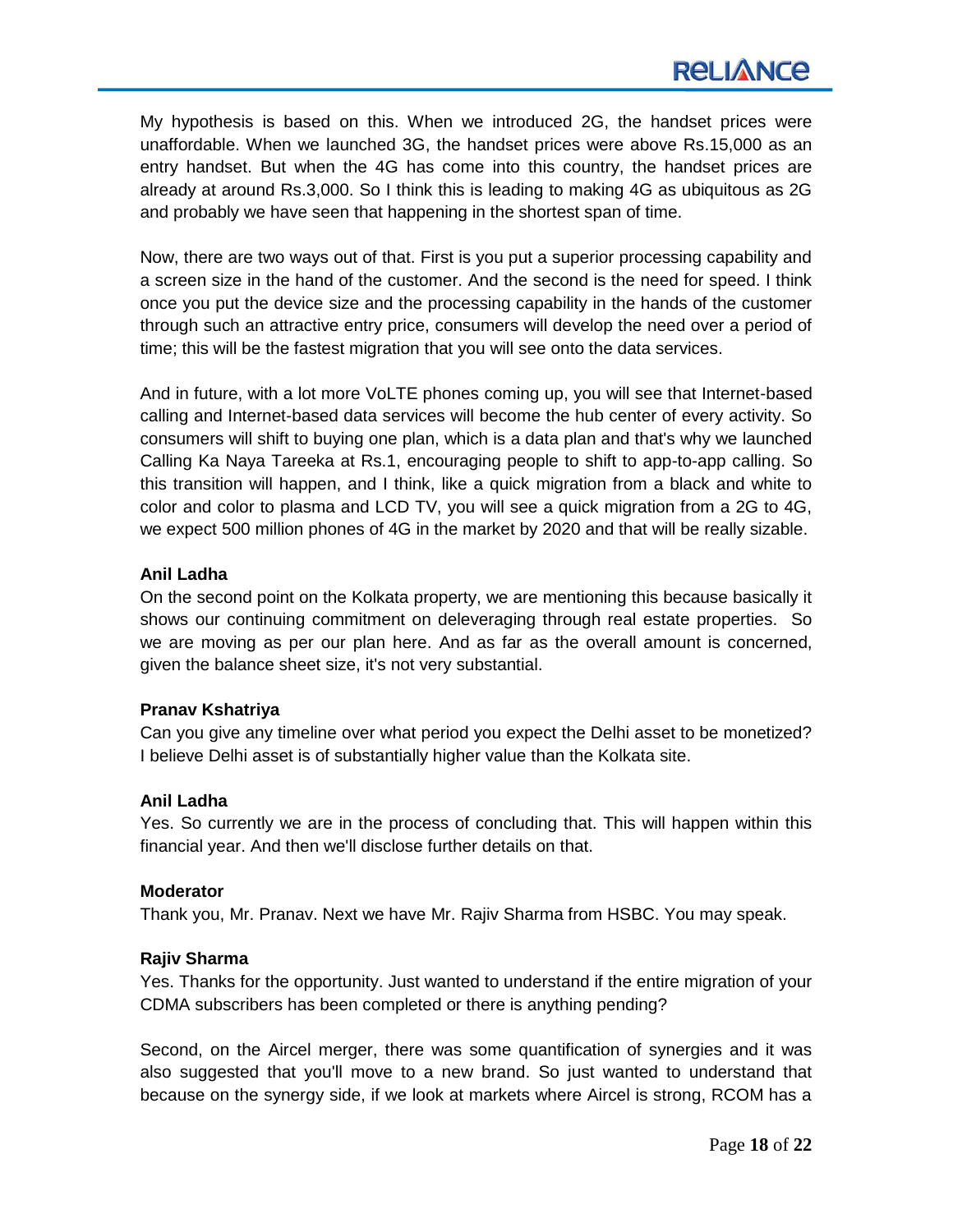My hypothesis is based on this. When we introduced 2G, the handset prices were unaffordable. When we launched 3G, the handset prices were above Rs.15,000 as an entry handset. But when the 4G has come into this country, the handset prices are already at around Rs.3,000. So I think this is leading to making 4G as ubiquitous as 2G and probably we have seen that happening in the shortest span of time.

Now, there are two ways out of that. First is you put a superior processing capability and a screen size in the hand of the customer. And the second is the need for speed. I think once you put the device size and the processing capability in the hands of the customer through such an attractive entry price, consumers will develop the need over a period of time; this will be the fastest migration that you will see onto the data services.

And in future, with a lot more VoLTE phones coming up, you will see that Internet-based calling and Internet-based data services will become the hub center of every activity. So consumers will shift to buying one plan, which is a data plan and that's why we launched Calling Ka Naya Tareeka at Rs.1, encouraging people to shift to app-to-app calling. So this transition will happen, and I think, like a quick migration from a black and white to color and color to plasma and LCD TV, you will see a quick migration from a 2G to 4G, we expect 500 million phones of 4G in the market by 2020 and that will be really sizable.

**Anil Ladha**

On the second point on the Kolkata property, we are mentioning this because basically it shows our continuing commitment on deleveraging through real estate properties. So we are moving as per our plan here. And as far as the overall amount is concerned, given the balance sheet size, it's not very substantial.

**Pranav Kshatriya**

Can you give any timeline over what period you expect the Delhi asset to be monetized? I believe Delhi asset is of substantially higher value than the Kolkata site.

**Anil Ladha**

Yes. So currently we are in the process of concluding that. This will happen within this financial year. And then we'll disclose further details on that.

**Moderator**

Thank you, Mr. Pranav. Next we have Mr. Rajiv Sharma from HSBC. You may speak.

**Rajiv Sharma**

Yes. Thanks for the opportunity. Just wanted to understand if the entire migration of your CDMA subscribers has been completed or there is anything pending?

Second, on the Aircel merger, there was some quantification of synergies and it was also suggested that you'll move to a new brand. So just wanted to understand that because on the synergy side, if we look at markets where Aircel is strong, RCOM has a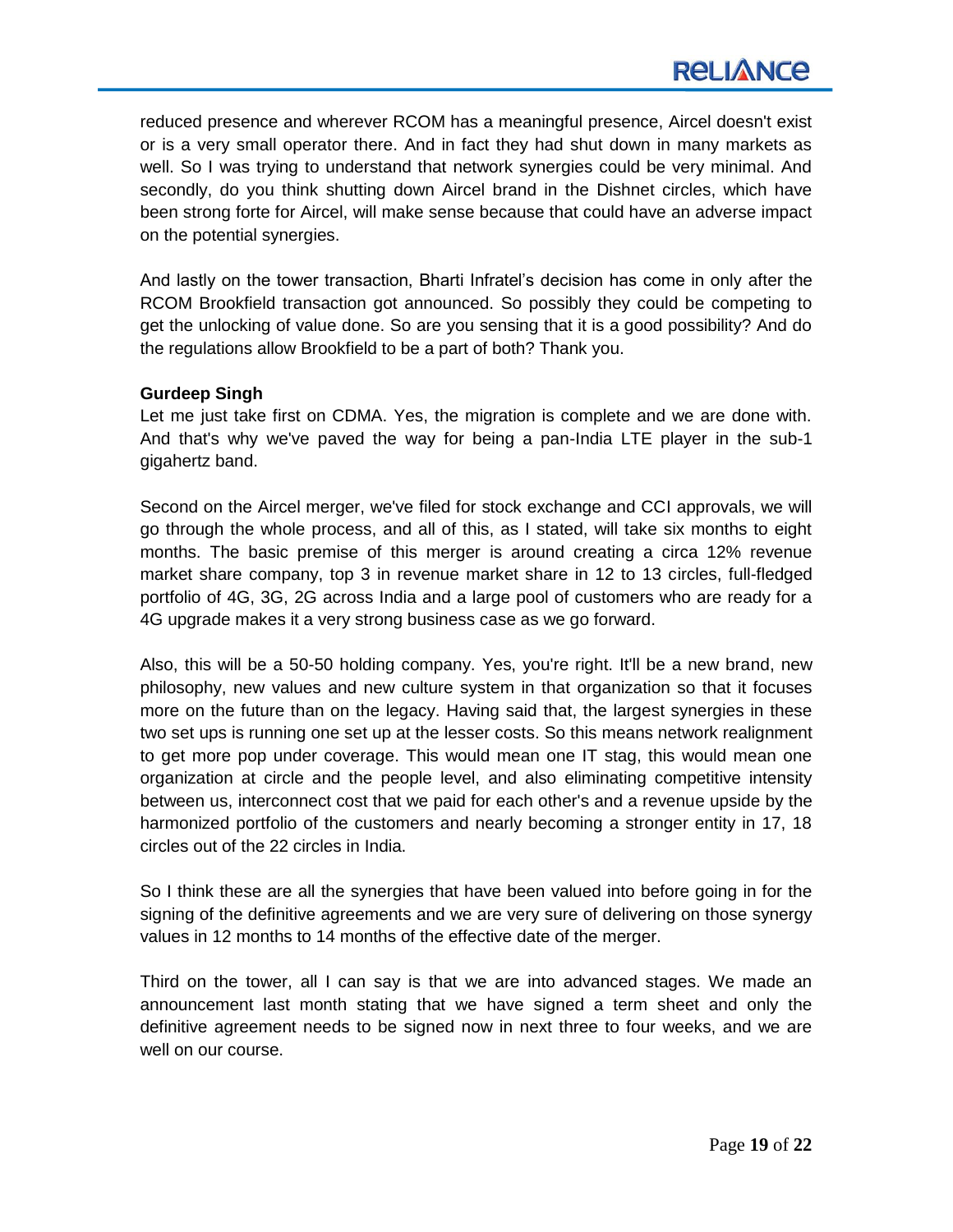reduced presence and wherever RCOM has a meaningful presence, Aircel doesn't exist or is a very small operator there. And in fact they had shut down in many markets as well. So I was trying to understand that network synergies could be very minimal. And secondly, do you think shutting down Aircel brand in the Dishnet circles, which have been strong forte for Aircel, will make sense because that could have an adverse impact on the potential synergies.

And lastly on the tower transaction, Bharti Infratel's decision has come in only after the RCOM Brookfield transaction got announced. So possibly they could be competing to get the unlocking of value done. So are you sensing that it is a good possibility? And do the regulations allow Brookfield to be a part of both? Thank you.

**Gurdeep Singh**

Let me just take first on CDMA. Yes, the migration is complete and we are done with. And that's why we've paved the way for being a pan-India LTE player in the sub-1 gigahertz band.

Second on the Aircel merger, we've filed for stock exchange and CCI approvals, we will go through the whole process, and all of this, as I stated, will take six months to eight months. The basic premise of this merger is around creating a circa 12% revenue market share company, top 3 in revenue market share in 12 to 13 circles, full-fledged portfolio of 4G, 3G, 2G across India and a large pool of customers who are ready for a 4G upgrade makes it a very strong business case as we go forward.

Also, this will be a 50-50 holding company. Yes, you're right. It'll be a new brand, new philosophy, new values and new culture system in that organization so that it focuses more on the future than on the legacy. Having said that, the largest synergies in these two set ups is running one set up at the lesser costs. So this means network realignment to get more pop under coverage. This would mean one IT stag, this would mean one organization at circle and the people level, and also eliminating competitive intensity between us, interconnect cost that we paid for each other's and a revenue upside by the harmonized portfolio of the customers and nearly becoming a stronger entity in 17, 18 circles out of the 22 circles in India.

So I think these are all the synergies that have been valued into before going in for the signing of the definitive agreements and we are very sure of delivering on those synergy values in 12 months to 14 months of the effective date of the merger.

Third on the tower, all I can say is that we are into advanced stages. We made an announcement last month stating that we have signed a term sheet and only the definitive agreement needs to be signed now in next three to four weeks, and we are well on our course.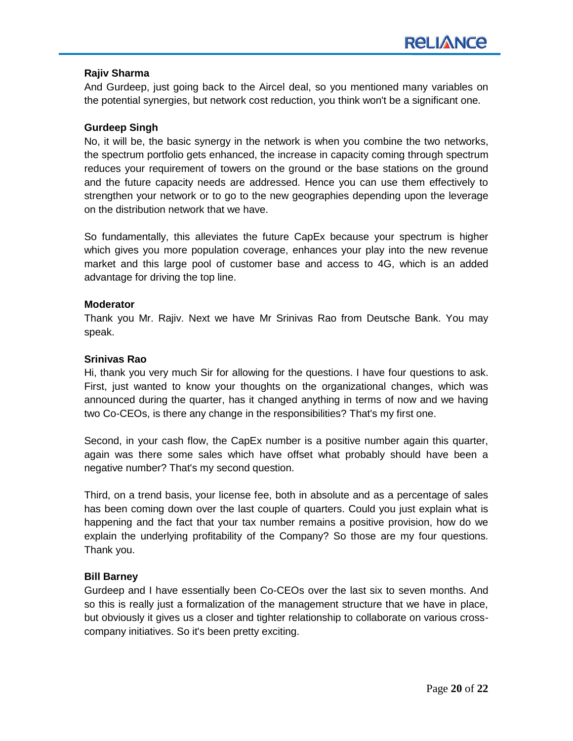**Rajiv Sharma**

And Gurdeep, just going back to the Aircel deal, so you mentioned many variables on the potential synergies, but network cost reduction, you think won't be a significant one.

**Gurdeep Singh**

No, it will be, the basic synergy in the network is when you combine the two networks, the spectrum portfolio gets enhanced, the increase in capacity coming through spectrum reduces your requirement of towers on the ground or the base stations on the ground and the future capacity needs are addressed. Hence you can use them effectively to strengthen your network or to go to the new geographies depending upon the leverage on the distribution network that we have.

So fundamentally, this alleviates the future CapEx because your spectrum is higher which gives you more population coverage, enhances your play into the new revenue market and this large pool of customer base and access to 4G, which is an added advantage for driving the top line.

**Moderator**

Thank you Mr. Rajiv. Next we have Mr Srinivas Rao from Deutsche Bank. You may speak.

**Srinivas Rao**

Hi, thank you very much Sir for allowing for the questions. I have four questions to ask. First, just wanted to know your thoughts on the organizational changes, which was announced during the quarter, has it changed anything in terms of now and we having two Co-CEOs, is there any change in the responsibilities? That's my first one.

Second, in your cash flow, the CapEx number is a positive number again this quarter, again was there some sales which have offset what probably should have been a negative number? That's my second question.

Third, on a trend basis, your license fee, both in absolute and as a percentage of sales has been coming down over the last couple of quarters. Could you just explain what is happening and the fact that your tax number remains a positive provision, how do we explain the underlying profitability of the Company? So those are my four questions. Thank you.

**Bill Barney**

Gurdeep and I have essentially been Co-CEOs over the last six to seven months. And so this is really just a formalization of the management structure that we have in place, but obviously it gives us a closer and tighter relationship to collaborate on various cross-company initiatives. So it's been pretty exciting.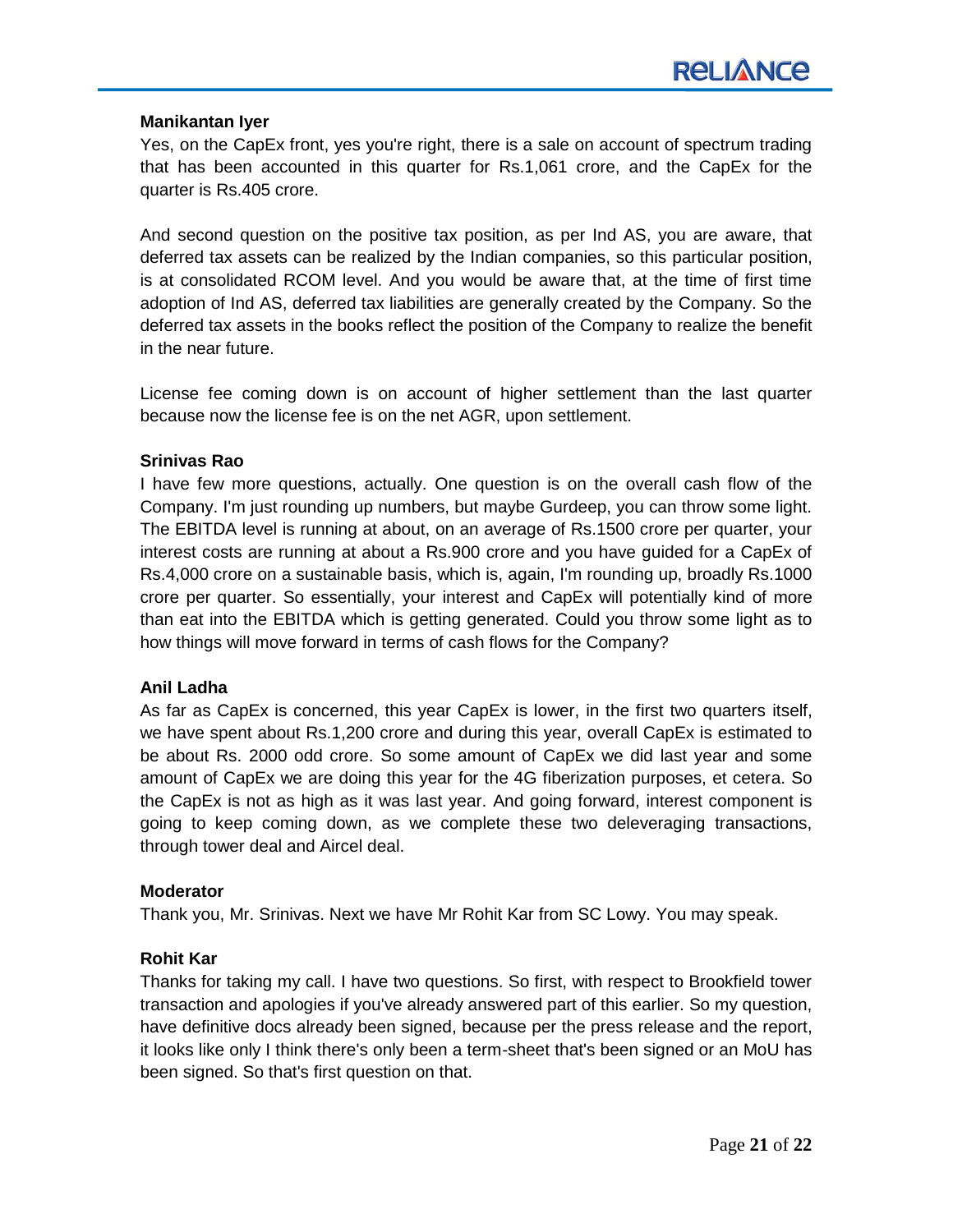**Manikantan Iyer**

Yes, on the CapEx front, yes you're right, there is a sale on account of spectrum trading that has been accounted in this quarter for Rs.1,061 crore, and the CapEx for the quarter is Rs.405 crore.

And second question on the positive tax position, as per Ind AS, you are aware, that deferred tax assets can be realized by the Indian companies, so this particular position, is at consolidated RCOM level. And you would be aware that, at the time of first time adoption of Ind AS, deferred tax liabilities are generally created by the Company. So the deferred tax assets in the books reflect the position of the Company to realize the benefit in the near future.

License fee coming down is on account of higher settlement than the last quarter because now the license fee is on the net AGR, upon settlement.

**Srinivas Rao**

I have few more questions, actually. One question is on the overall cash flow of the Company. I'm just rounding up numbers, but maybe Gurdeep, you can throw some light. The EBITDA level is running at about, on an average of Rs.1500 crore per quarter, your interest costs are running at about a Rs.900 crore and you have guided for a CapEx of Rs.4,000 crore on a sustainable basis, which is, again, I'm rounding up, broadly Rs.1000 crore per quarter. So essentially, your interest and CapEx will potentially kind of more than eat into the EBITDA which is getting generated. Could you throw some light as to how things will move forward in terms of cash flows for the Company?

**Anil Ladha**

As far as CapEx is concerned, this year CapEx is lower, in the first two quarters itself, we have spent about Rs.1,200 crore and during this year, overall CapEx is estimated to be about Rs. 2000 odd crore. So some amount of CapEx we did last year and some amount of CapEx we are doing this year for the 4G fiberization purposes, et cetera. So the CapEx is not as high as it was last year. And going forward, interest component is going to keep coming down, as we complete these two deleveraging transactions, through tower deal and Aircel deal.

**Moderator**

Thank you, Mr. Srinivas. Next we have Mr Rohit Kar from SC Lowy. You may speak.

**Rohit Kar**

Thanks for taking my call. I have two questions. So first, with respect to Brookfield tower transaction and apologies if you've already answered part of this earlier. So my question, have definitive docs already been signed, because per the press release and the report, it looks like only I think there's only been a term-sheet that's been signed or an MoU has been signed. So that's first question on that.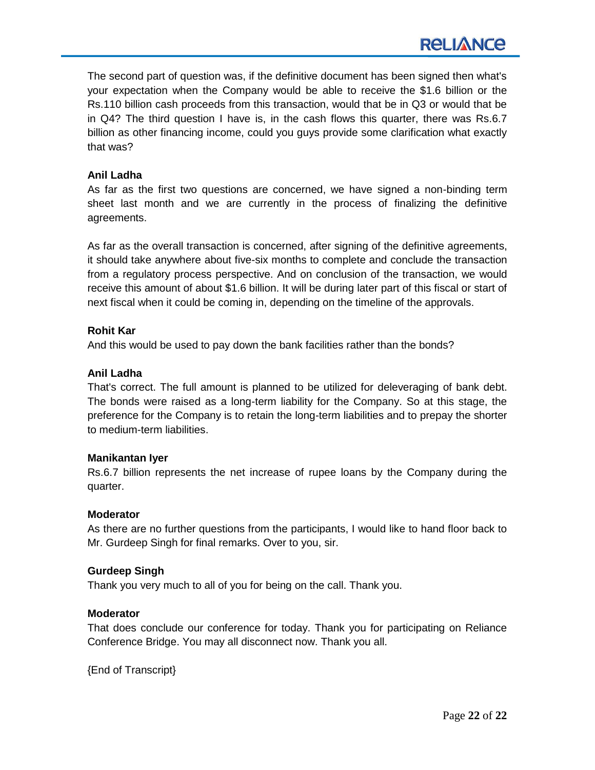The second part of question was, if the definitive document has been signed then what's your expectation when the Company would be able to receive the $1.6 billion or the Rs.110 billion cash proceeds from this transaction, would that be in Q3 or would that be in Q4? The third question I have is, in the cash flows this quarter, there was Rs.6.7 billion as other financing income, could you guys provide some clarification what exactly that was?

**Anil Ladha**

As far as the first two questions are concerned, we have signed a non-binding term sheet last month and we are currently in the process of finalizing the definitive agreements.

As far as the overall transaction is concerned, after signing of the definitive agreements, it should take anywhere about five-six months to complete and conclude the transaction from a regulatory process perspective. And on conclusion of the transaction, we would receive this amount of about $1.6 billion. It will be during later part of this fiscal or start of next fiscal when it could be coming in, depending on the timeline of the approvals.

**Rohit Kar**

And this would be used to pay down the bank facilities rather than the bonds?

**Anil Ladha**

That's correct. The full amount is planned to be utilized for deleveraging of bank debt. The bonds were raised as a long-term liability for the Company. So at this stage, the preference for the Company is to retain the long-term liabilities and to prepay the shorter to medium-term liabilities.

**Manikantan Iyer**

Rs.6.7 billion represents the net increase of rupee loans by the Company during the quarter.

**Moderator**

As there are no further questions from the participants, I would like to hand floor back to Mr. Gurdeep Singh for final remarks. Over to you, sir.

**Gurdeep Singh**

Thank you very much to all of you for being on the call. Thank you.

**Moderator**

That does conclude our conference for today. Thank you for participating on Reliance Conference Bridge. You may all disconnect now. Thank you all.

{End of Transcript}